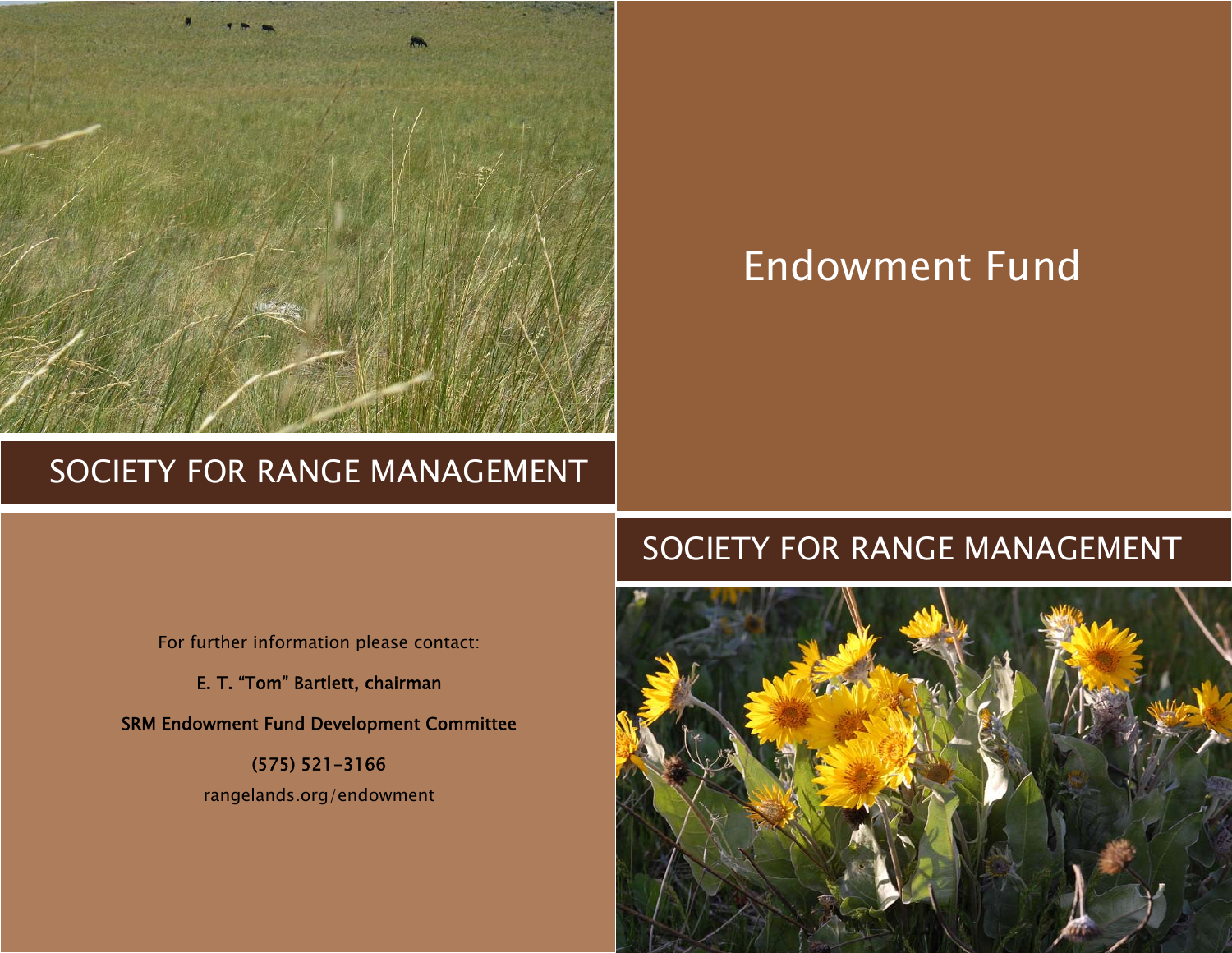# SOCIETY FOR RANGE MANAGEMENT

For further information please contact:

**E. T. "Tom" Bartlett, chairman**

**SRM Endowment Fund Development Committee**

**(575) 521-3166**

rangelands.org/endowment

# Endowment Fund

## SOCIETY FOR RANGE MANAGEMENT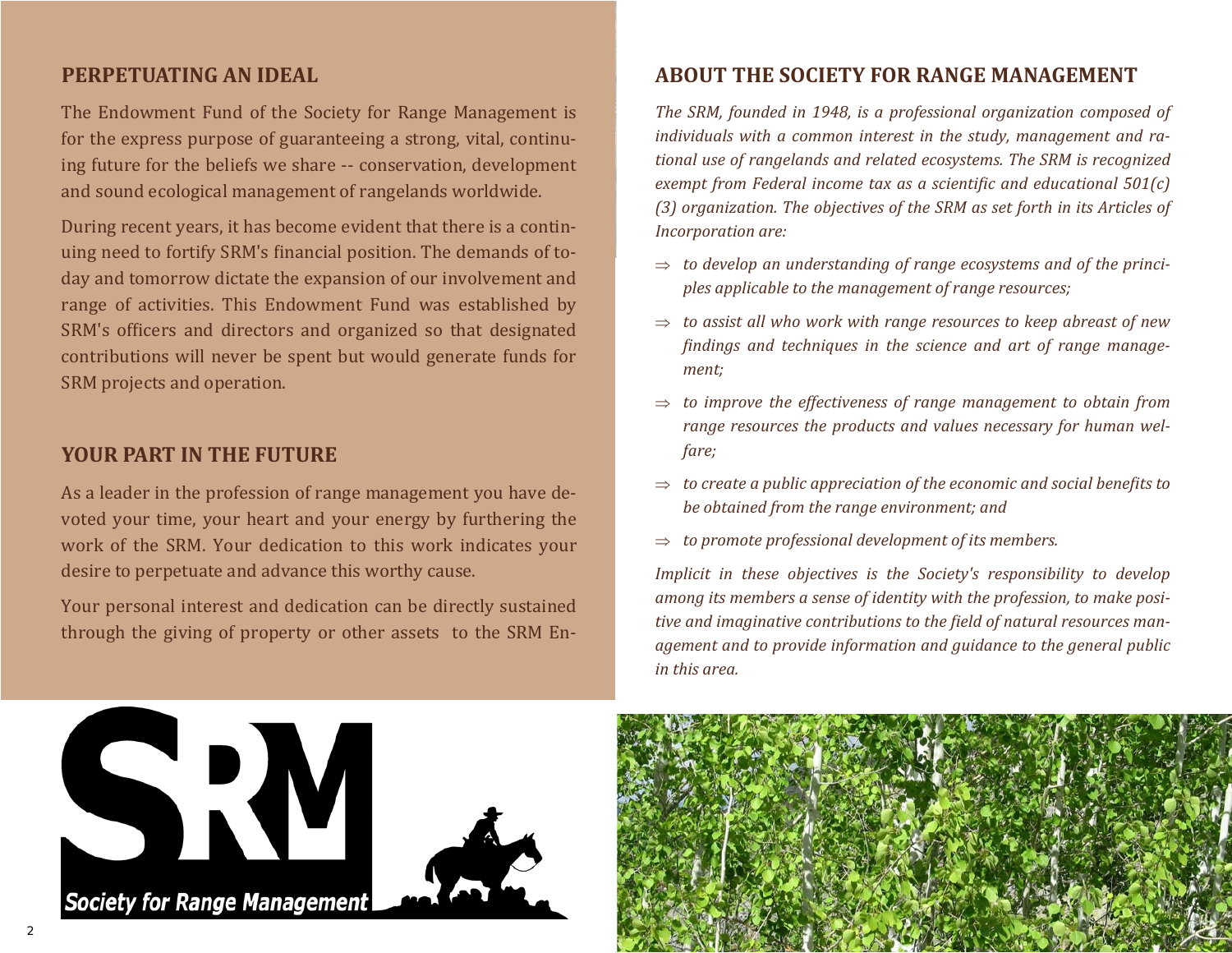## PERPETUATING AN IDEAL

The Endowment Fund of the Society for Range Management is for the express purpose of guaranteeing a strong, vital, continuing future for the beliefs we share -- conservation, development and sound ecological management of rangelands worldwide.

During recent years, it has become evident that there is a continuing need to fortify SRM's financial position. The demands of today and tomorrow dictate the expansion of our involvement and range of activities. This Endowment Fund was established by SRM's officers and directors and organized so that designated contributions will never be spent but would generate funds for SRM projects and operation.

## YOUR PART IN THE FUTURE

As a leader in the profession of range management you have devoted your time, your heart and your energy by furthering the work of the SRM. Your dedication to this work indicates your desire to perpetuate and advance this worthy cause.

Your personal interest and dedication can be directly sustained through the giving of property or other assets to the SRM En-

## ABOUT THE SOCIETY FOR RANGE MANAGEMENT

*The SRM, founded in 1948, is a professional organization composed of individuals with a common interest in the study, management and rational use of rangelands and related ecosystems. The SRM is recognized exempt from Federal income tax as a scientific and educational 501(c)(3) organization. The objectives of the SRM as set forth in its Articles of Incorporation are:*

- ⇒ *to develop an understanding of range ecosystems and of the principles applicable to the management of range resources;*
- ⇒ *to assist all who work with range resources to keep abreast of new findings and techniques in the science and art of range management;*
- ⇒ *to improve the effectiveness of range management to obtain from range resources the products and values necessary for human welfare;*
- ⇒ *to create a public appreciation of the economic and social benefits to be obtained from the range environment; and*
- ⇒ *to promote professional development of its members.*

*Implicit in these objectives is the Society's responsibility to develop among its members a sense of identity with the profession, to make positive and imaginative contributions to the field of natural resources management and to provide information and guidance to the general public in this area.*

SRM

Society for Range Management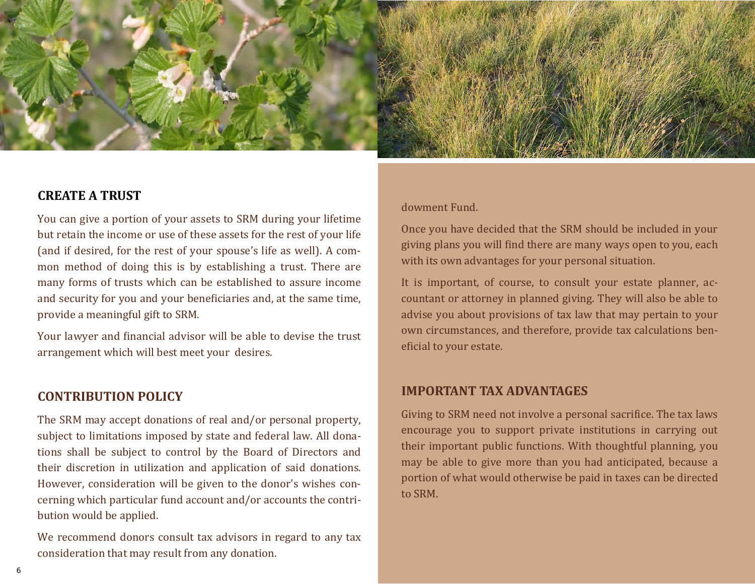## CREATE A TRUST

You can give a portion of your assets to SRM during your lifetime but retain the income or use of these assets for the rest of your life (and if desired, for the rest of your spouse's life as well). A common method of doing this is by establishing a trust. There are many forms of trusts which can be established to assure income and security for you and your beneficiaries and, at the same time, provide a meaningful gift to SRM.

Your lawyer and financial advisor will be able to devise the trust arrangement which will best meet your desires.

## CONTRIBUTION POLICY

The SRM may accept donations of real and/or personal property, subject to limitations imposed by state and federal law. All donations shall be subject to control by the Board of Directors and their discretion in utilization and application of said donations. However, consideration will be given to the donor's wishes concerning which particular fund account and/or accounts the contribution would be applied.

We recommend donors consult tax advisors in regard to any tax consideration that may result from any donation.

dowment Fund.

Once you have decided that the SRM should be included in your giving plans you will find there are many ways open to you, each with its own advantages for your personal situation.

It is important, of course, to consult your estate planner, accountant or attorney in planned giving. They will also be able to advise you about provisions of tax law that may pertain to your own circumstances, and therefore, provide tax calculations beneficial to your estate.

## IMPORTANT TAX ADVANTAGES

Giving to SRM need not involve a personal sacrifice. The tax laws encourage you to support private institutions in carrying out their important public functions. With thoughtful planning, you may be able to give more than you had anticipated, because a portion of what would otherwise be paid in taxes can be directed to SRM.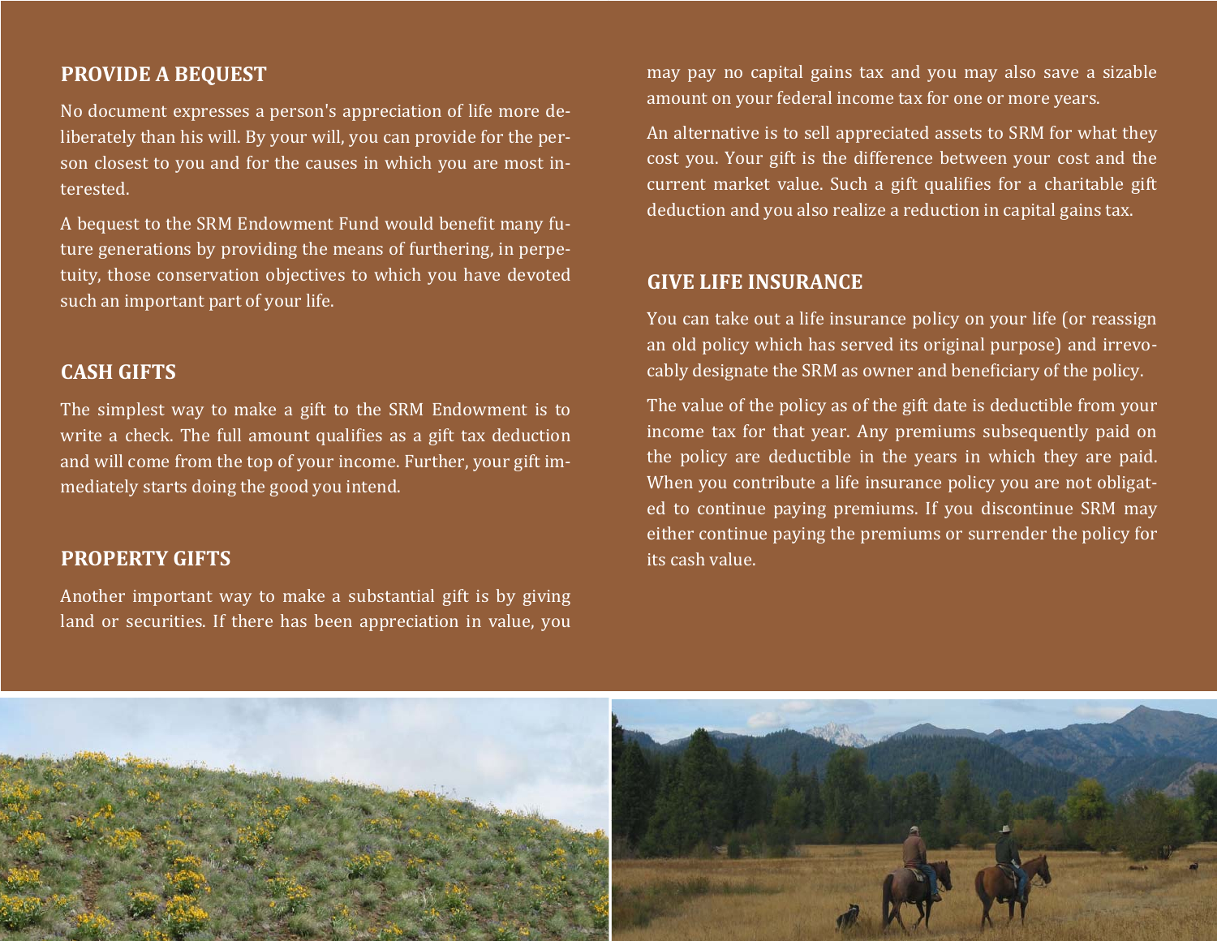## PROVIDE A BEQUEST

No document expresses a person's appreciation of life more deliberately than his will. By your will, you can provide for the person closest to you and for the causes in which you are most interested.

A bequest to the SRM Endowment Fund would benefit many future generations by providing the means of furthering, in perpetuity, those conservation objectives to which you have devoted such an important part of your life.

## CASH GIFTS

The simplest way to make a gift to the SRM Endowment is to write a check. The full amount qualifies as a gift tax deduction and will come from the top of your income. Further, your gift immediately starts doing the good you intend.

## PROPERTY GIFTS

Another important way to make a substantial gift is by giving land or securities. If there has been appreciation in value, you may pay no capital gains tax and you may also save a sizable amount on your federal income tax for one or more years.

An alternative is to sell appreciated assets to SRM for what they cost you. Your gift is the difference between your cost and the current market value. Such a gift qualifies for a charitable gift deduction and you also realize a reduction in capital gains tax.

## GIVE LIFE INSURANCE

You can take out a life insurance policy on your life (or reassign an old policy which has served its original purpose) and irrevocably designate the SRM as owner and beneficiary of the policy.

The value of the policy as of the gift date is deductible from your income tax for that year. Any premiums subsequently paid on the policy are deductible in the years in which they are paid. When you contribute a life insurance policy you are not obligated to continue paying premiums. If you discontinue SRM may either continue paying the premiums or surrender the policy for its cash value.